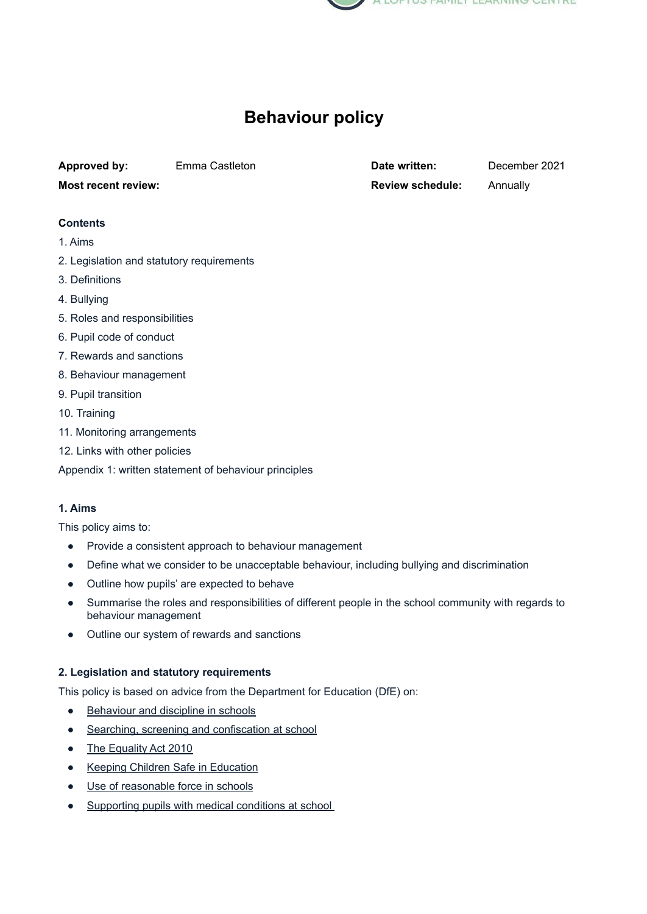# Behaviour policy

| **Approved by:** | Emma Castleton | **Date written:** | December 2021 |
|---|---|---|---|
| **Most recent review:** | | **Review schedule:** | Annually |

**Contents**

1. Aims
2. Legislation and statutory requirements
3. Definitions
4. Bullying
5. Roles and responsibilities
6. Pupil code of conduct
7. Rewards and sanctions
8. Behaviour management
9. Pupil transition
10. Training
11. Monitoring arrangements
12. Links with other policies

Appendix 1: written statement of behaviour principles

### 1. Aims

This policy aims to:

- Provide a consistent approach to behaviour management
- Define what we consider to be unacceptable behaviour, including bullying and discrimination
- Outline how pupils' are expected to behave
- Summarise the roles and responsibilities of different people in the school community with regards to behaviour management
- Outline our system of rewards and sanctions

### 2. Legislation and statutory requirements

This policy is based on advice from the Department for Education (DfE) on:

- Behaviour and discipline in schools
- Searching, screening and confiscation at school
- The Equality Act 2010
- Keeping Children Safe in Education
- Use of reasonable force in schools
- Supporting pupils with medical conditions at school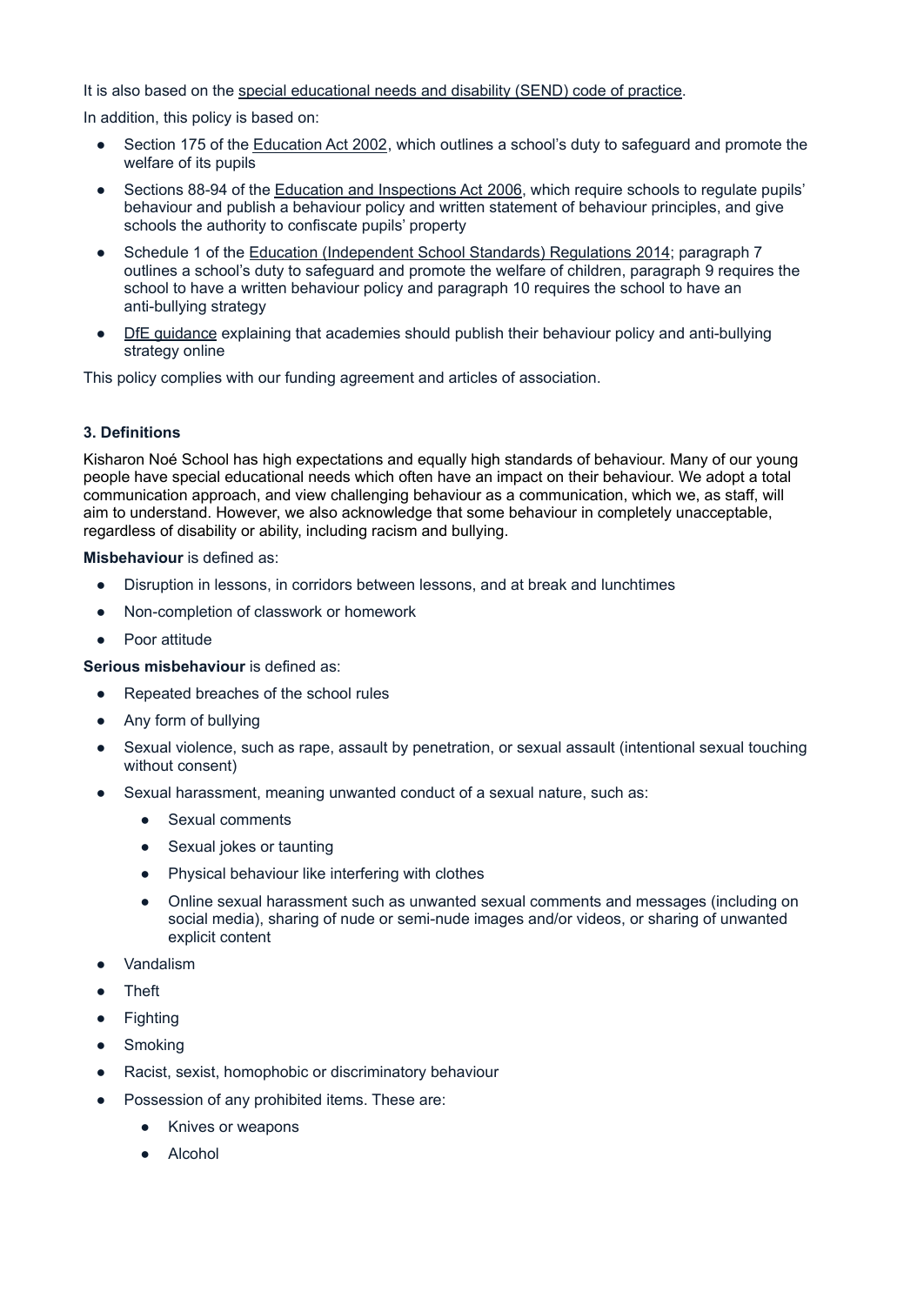It is also based on the special educational needs and disability (SEND) code of practice.

In addition, this policy is based on:

- Section 175 of the Education Act 2002, which outlines a school's duty to safeguard and promote the welfare of its pupils
- Sections 88-94 of the Education and Inspections Act 2006, which require schools to regulate pupils' behaviour and publish a behaviour policy and written statement of behaviour principles, and give schools the authority to confiscate pupils' property
- Schedule 1 of the Education (Independent School Standards) Regulations 2014; paragraph 7 outlines a school's duty to safeguard and promote the welfare of children, paragraph 9 requires the school to have a written behaviour policy and paragraph 10 requires the school to have an anti-bullying strategy
- DfE guidance explaining that academies should publish their behaviour policy and anti-bullying strategy online

This policy complies with our funding agreement and articles of association.

### 3. Definitions

Kisharon Noé School has high expectations and equally high standards of behaviour. Many of our young people have special educational needs which often have an impact on their behaviour. We adopt a total communication approach, and view challenging behaviour as a communication, which we, as staff, will aim to understand. However, we also acknowledge that some behaviour in completely unacceptable, regardless of disability or ability, including racism and bullying.

**Misbehaviour** is defined as:

- Disruption in lessons, in corridors between lessons, and at break and lunchtimes
- Non-completion of classwork or homework
- Poor attitude

**Serious misbehaviour** is defined as:

- Repeated breaches of the school rules
- Any form of bullying
- Sexual violence, such as rape, assault by penetration, or sexual assault (intentional sexual touching without consent)
- Sexual harassment, meaning unwanted conduct of a sexual nature, such as:
    - Sexual comments
    - Sexual jokes or taunting
    - Physical behaviour like interfering with clothes
    - Online sexual harassment such as unwanted sexual comments and messages (including on social media), sharing of nude or semi-nude images and/or videos, or sharing of unwanted explicit content
- Vandalism
- Theft
- Fighting
- Smoking
- Racist, sexist, homophobic or discriminatory behaviour
- Possession of any prohibited items. These are:
    - Knives or weapons
    - Alcohol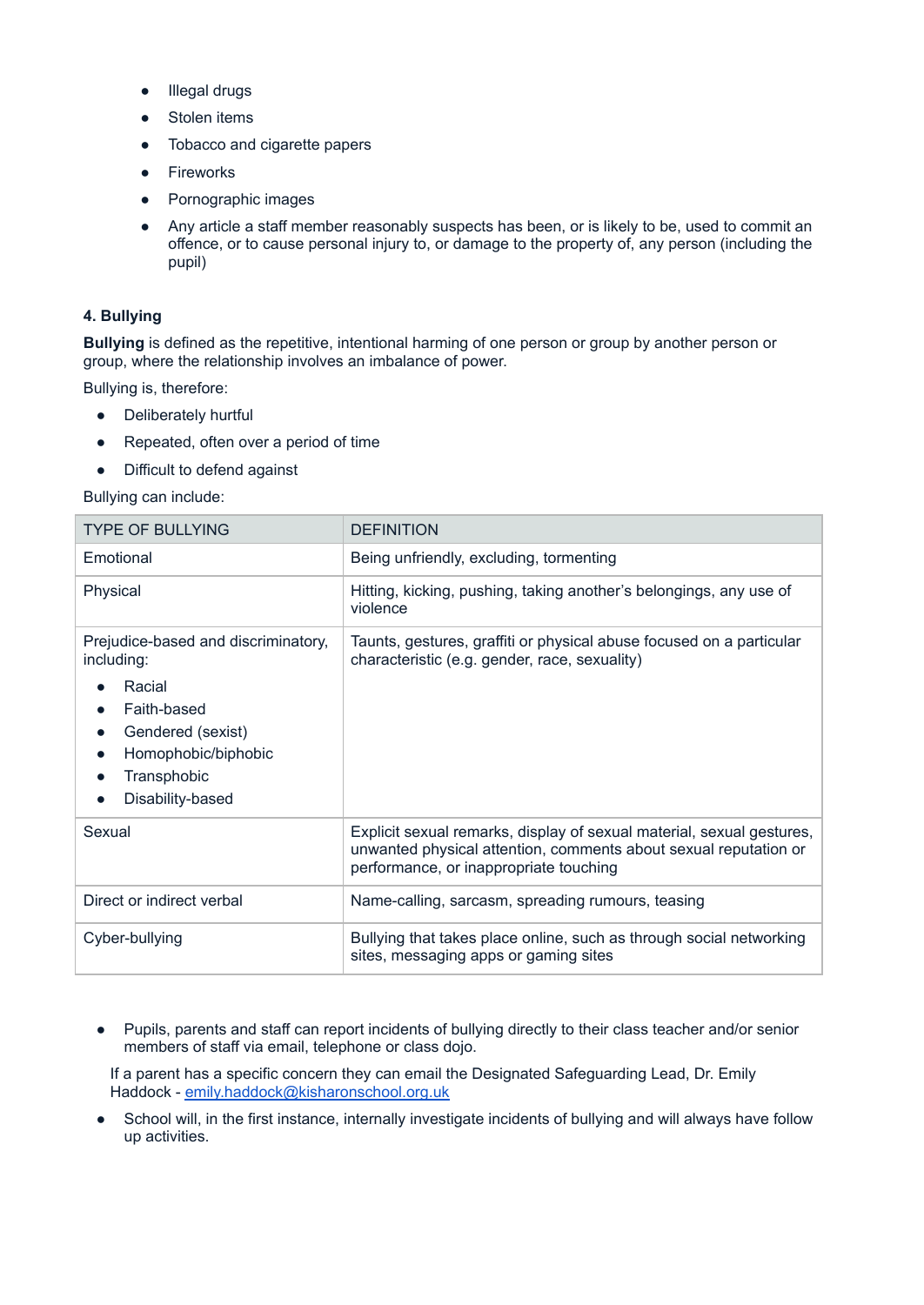- Illegal drugs
- Stolen items
- Tobacco and cigarette papers
- Fireworks
- Pornographic images
- Any article a staff member reasonably suspects has been, or is likely to be, used to commit an offence, or to cause personal injury to, or damage to the property of, any person (including the pupil)

#### 4. Bullying

**Bullying** is defined as the repetitive, intentional harming of one person or group by another person or group, where the relationship involves an imbalance of power.

Bullying is, therefore:

- Deliberately hurtful
- Repeated, often over a period of time
- Difficult to defend against

Bullying can include:

| TYPE OF BULLYING | DEFINITION |
|---|---|
| Emotional | Being unfriendly, excluding, tormenting |
| Physical | Hitting, kicking, pushing, taking another's belongings, any use of violence |
| Prejudice-based and discriminatory, including:<br>• Racial<br>• Faith-based<br>• Gendered (sexist)<br>• Homophobic/biphobic<br>• Transphobic<br>• Disability-based | Taunts, gestures, graffiti or physical abuse focused on a particular characteristic (e.g. gender, race, sexuality) |
| Sexual | Explicit sexual remarks, display of sexual material, sexual gestures, unwanted physical attention, comments about sexual reputation or performance, or inappropriate touching |
| Direct or indirect verbal | Name-calling, sarcasm, spreading rumours, teasing |
| Cyber-bullying | Bullying that takes place online, such as through social networking sites, messaging apps or gaming sites |

- Pupils, parents and staff can report incidents of bullying directly to their class teacher and/or senior members of staff via email, telephone or class dojo.

  If a parent has a specific concern they can email the Designated Safeguarding Lead, Dr. Emily Haddock - emily.haddock@kisharonschool.org.uk

- School will, in the first instance, internally investigate incidents of bullying and will always have follow up activities.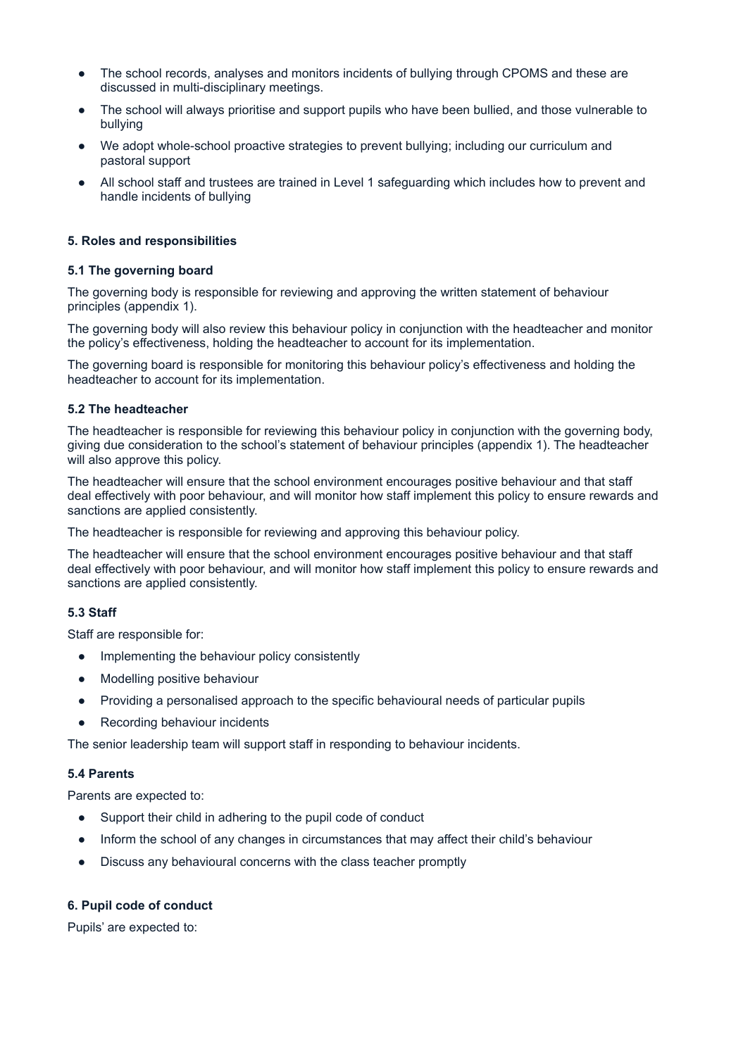- The school records, analyses and monitors incidents of bullying through CPOMS and these are discussed in multi-disciplinary meetings.
- The school will always prioritise and support pupils who have been bullied, and those vulnerable to bullying
- We adopt whole-school proactive strategies to prevent bullying; including our curriculum and pastoral support
- All school staff and trustees are trained in Level 1 safeguarding which includes how to prevent and handle incidents of bullying

## 5. Roles and responsibilities

### 5.1 The governing board

The governing body is responsible for reviewing and approving the written statement of behaviour principles (appendix 1).

The governing body will also review this behaviour policy in conjunction with the headteacher and monitor the policy's effectiveness, holding the headteacher to account for its implementation.

The governing board is responsible for monitoring this behaviour policy's effectiveness and holding the headteacher to account for its implementation.

### 5.2 The headteacher

The headteacher is responsible for reviewing this behaviour policy in conjunction with the governing body, giving due consideration to the school's statement of behaviour principles (appendix 1). The headteacher will also approve this policy.

The headteacher will ensure that the school environment encourages positive behaviour and that staff deal effectively with poor behaviour, and will monitor how staff implement this policy to ensure rewards and sanctions are applied consistently.

The headteacher is responsible for reviewing and approving this behaviour policy.

The headteacher will ensure that the school environment encourages positive behaviour and that staff deal effectively with poor behaviour, and will monitor how staff implement this policy to ensure rewards and sanctions are applied consistently.

### 5.3 Staff

Staff are responsible for:

- Implementing the behaviour policy consistently
- Modelling positive behaviour
- Providing a personalised approach to the specific behavioural needs of particular pupils
- Recording behaviour incidents

The senior leadership team will support staff in responding to behaviour incidents.

### 5.4 Parents

Parents are expected to:

- Support their child in adhering to the pupil code of conduct
- Inform the school of any changes in circumstances that may affect their child's behaviour
- Discuss any behavioural concerns with the class teacher promptly

## 6. Pupil code of conduct

Pupils' are expected to: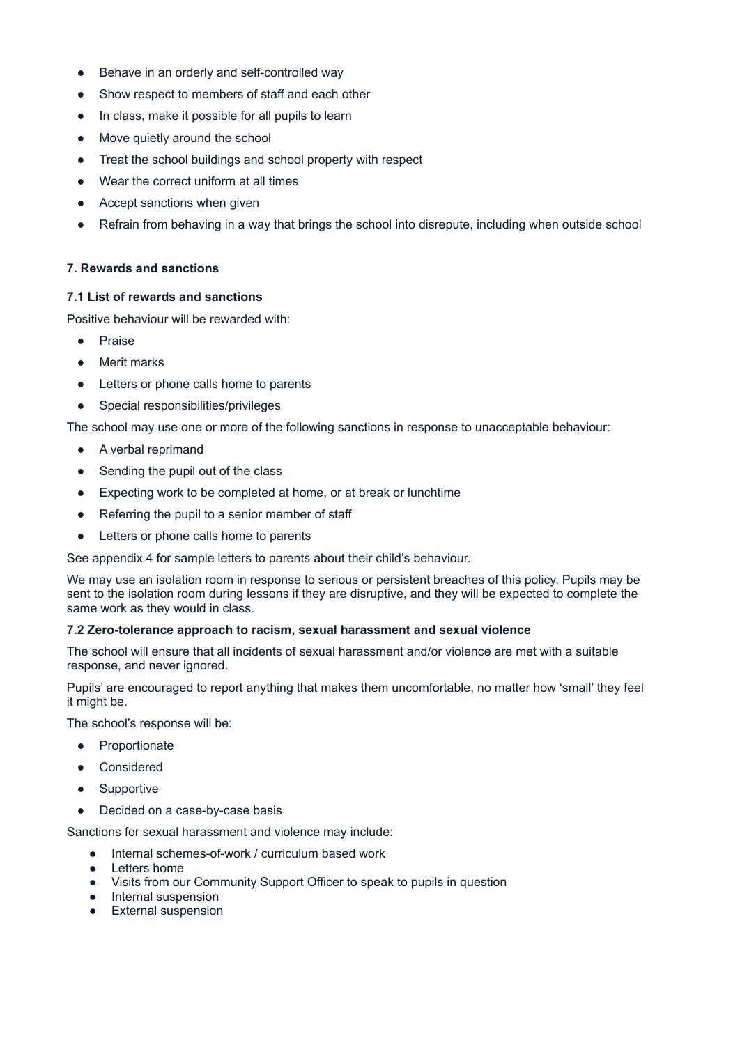- Behave in an orderly and self-controlled way
- Show respect to members of staff and each other
- In class, make it possible for all pupils to learn
- Move quietly around the school
- Treat the school buildings and school property with respect
- Wear the correct uniform at all times
- Accept sanctions when given
- Refrain from behaving in a way that brings the school into disrepute, including when outside school

## 7. Rewards and sanctions

### 7.1 List of rewards and sanctions

Positive behaviour will be rewarded with:

- Praise
- Merit marks
- Letters or phone calls home to parents
- Special responsibilities/privileges

The school may use one or more of the following sanctions in response to unacceptable behaviour:

- A verbal reprimand
- Sending the pupil out of the class
- Expecting work to be completed at home, or at break or lunchtime
- Referring the pupil to a senior member of staff
- Letters or phone calls home to parents

See appendix 4 for sample letters to parents about their child's behaviour.

We may use an isolation room in response to serious or persistent breaches of this policy. Pupils may be sent to the isolation room during lessons if they are disruptive, and they will be expected to complete the same work as they would in class.

### 7.2 Zero-tolerance approach to racism, sexual harassment and sexual violence

The school will ensure that all incidents of sexual harassment and/or violence are met with a suitable response, and never ignored.

Pupils' are encouraged to report anything that makes them uncomfortable, no matter how 'small' they feel it might be.

The school's response will be:

- Proportionate
- Considered
- Supportive
- Decided on a case-by-case basis

Sanctions for sexual harassment and violence may include:

- Internal schemes-of-work / curriculum based work
- Letters home
- Visits from our Community Support Officer to speak to pupils in question
- Internal suspension
- External suspension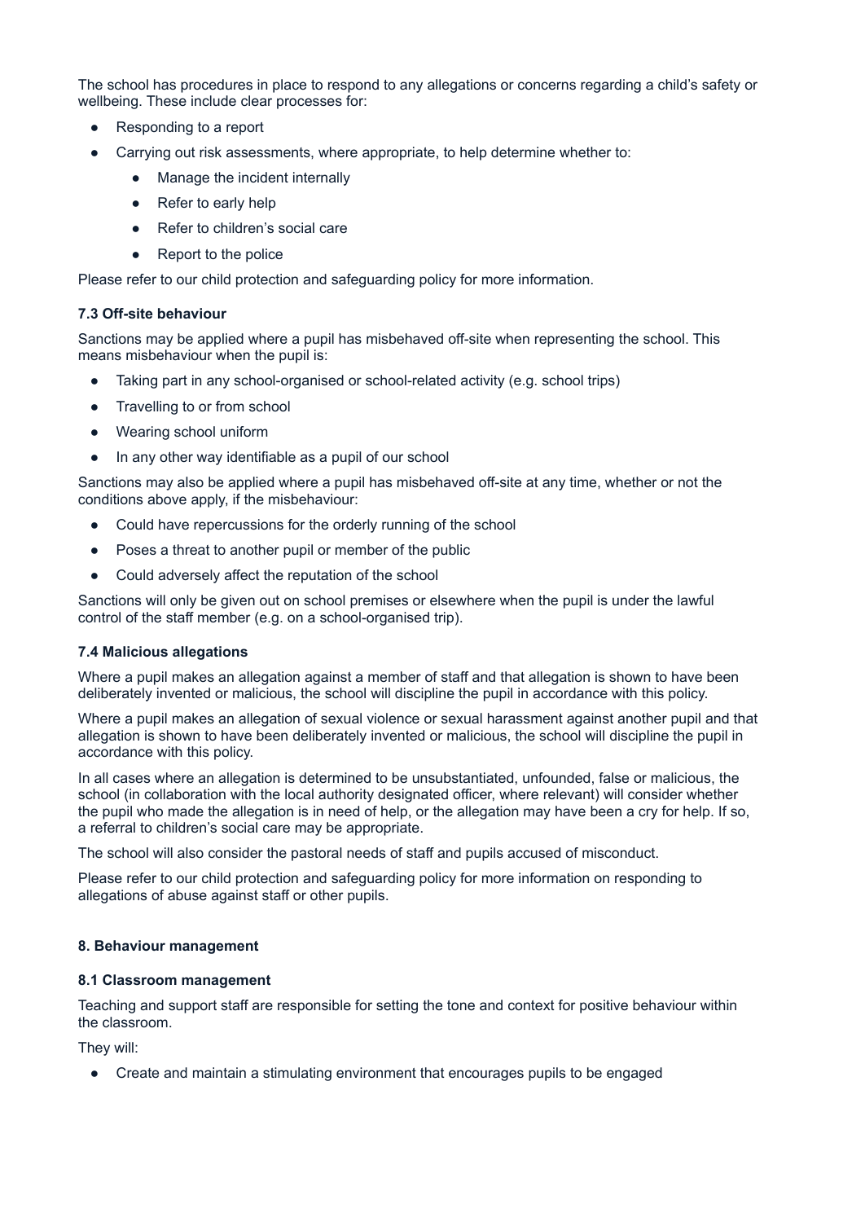The school has procedures in place to respond to any allegations or concerns regarding a child's safety or wellbeing. These include clear processes for:

- Responding to a report
- Carrying out risk assessments, where appropriate, to help determine whether to:
    - Manage the incident internally
    - Refer to early help
    - Refer to children's social care
    - Report to the police

Please refer to our child protection and safeguarding policy for more information.

### 7.3 Off-site behaviour

Sanctions may be applied where a pupil has misbehaved off-site when representing the school. This means misbehaviour when the pupil is:

- Taking part in any school-organised or school-related activity (e.g. school trips)
- Travelling to or from school
- Wearing school uniform
- In any other way identifiable as a pupil of our school

Sanctions may also be applied where a pupil has misbehaved off-site at any time, whether or not the conditions above apply, if the misbehaviour:

- Could have repercussions for the orderly running of the school
- Poses a threat to another pupil or member of the public
- Could adversely affect the reputation of the school

Sanctions will only be given out on school premises or elsewhere when the pupil is under the lawful control of the staff member (e.g. on a school-organised trip).

### 7.4 Malicious allegations

Where a pupil makes an allegation against a member of staff and that allegation is shown to have been deliberately invented or malicious, the school will discipline the pupil in accordance with this policy.

Where a pupil makes an allegation of sexual violence or sexual harassment against another pupil and that allegation is shown to have been deliberately invented or malicious, the school will discipline the pupil in accordance with this policy.

In all cases where an allegation is determined to be unsubstantiated, unfounded, false or malicious, the school (in collaboration with the local authority designated officer, where relevant) will consider whether the pupil who made the allegation is in need of help, or the allegation may have been a cry for help. If so, a referral to children's social care may be appropriate.

The school will also consider the pastoral needs of staff and pupils accused of misconduct.

Please refer to our child protection and safeguarding policy for more information on responding to allegations of abuse against staff or other pupils.

## 8. Behaviour management

### 8.1 Classroom management

Teaching and support staff are responsible for setting the tone and context for positive behaviour within the classroom.

They will:

- Create and maintain a stimulating environment that encourages pupils to be engaged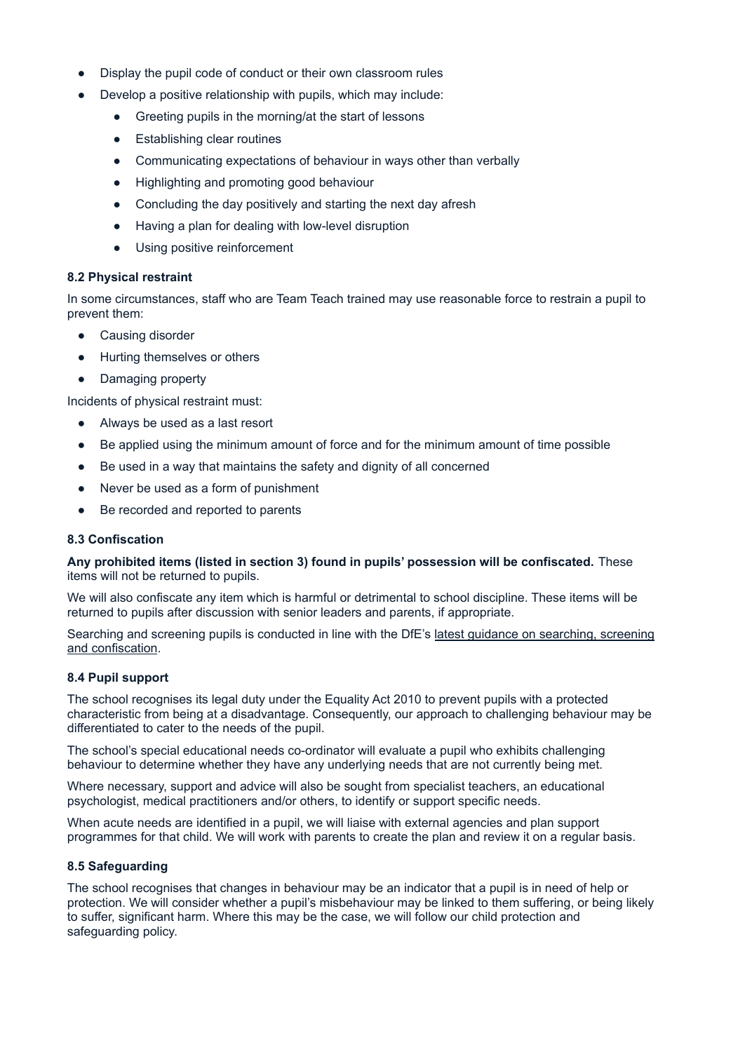- Display the pupil code of conduct or their own classroom rules
- Develop a positive relationship with pupils, which may include:
    - Greeting pupils in the morning/at the start of lessons
    - Establishing clear routines
    - Communicating expectations of behaviour in ways other than verbally
    - Highlighting and promoting good behaviour
    - Concluding the day positively and starting the next day afresh
    - Having a plan for dealing with low-level disruption
    - Using positive reinforcement

### 8.2 Physical restraint

In some circumstances, staff who are Team Teach trained may use reasonable force to restrain a pupil to prevent them:

- Causing disorder
- Hurting themselves or others
- Damaging property

Incidents of physical restraint must:

- Always be used as a last resort
- Be applied using the minimum amount of force and for the minimum amount of time possible
- Be used in a way that maintains the safety and dignity of all concerned
- Never be used as a form of punishment
- Be recorded and reported to parents

### 8.3 Confiscation

**Any prohibited items (listed in section 3) found in pupils' possession will be confiscated.** These items will not be returned to pupils.

We will also confiscate any item which is harmful or detrimental to school discipline. These items will be returned to pupils after discussion with senior leaders and parents, if appropriate.

Searching and screening pupils is conducted in line with the DfE's latest guidance on searching, screening and confiscation.

### 8.4 Pupil support

The school recognises its legal duty under the Equality Act 2010 to prevent pupils with a protected characteristic from being at a disadvantage. Consequently, our approach to challenging behaviour may be differentiated to cater to the needs of the pupil.

The school's special educational needs co-ordinator will evaluate a pupil who exhibits challenging behaviour to determine whether they have any underlying needs that are not currently being met.

Where necessary, support and advice will also be sought from specialist teachers, an educational psychologist, medical practitioners and/or others, to identify or support specific needs.

When acute needs are identified in a pupil, we will liaise with external agencies and plan support programmes for that child. We will work with parents to create the plan and review it on a regular basis.

### 8.5 Safeguarding

The school recognises that changes in behaviour may be an indicator that a pupil is in need of help or protection. We will consider whether a pupil's misbehaviour may be linked to them suffering, or being likely to suffer, significant harm. Where this may be the case, we will follow our child protection and safeguarding policy.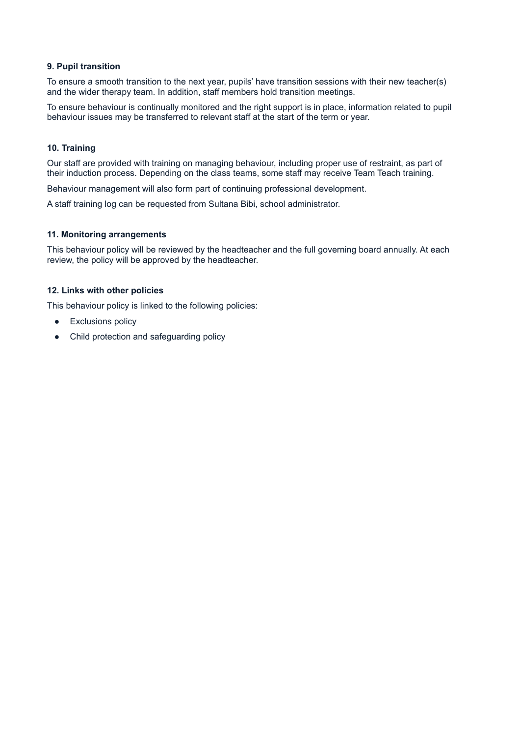### 9. Pupil transition

To ensure a smooth transition to the next year, pupils' have transition sessions with their new teacher(s) and the wider therapy team. In addition, staff members hold transition meetings.

To ensure behaviour is continually monitored and the right support is in place, information related to pupil behaviour issues may be transferred to relevant staff at the start of the term or year.

### 10. Training

Our staff are provided with training on managing behaviour, including proper use of restraint, as part of their induction process. Depending on the class teams, some staff may receive Team Teach training.

Behaviour management will also form part of continuing professional development.

A staff training log can be requested from Sultana Bibi, school administrator.

### 11. Monitoring arrangements

This behaviour policy will be reviewed by the headteacher and the full governing board annually. At each review, the policy will be approved by the headteacher.

### 12. Links with other policies

This behaviour policy is linked to the following policies:

- Exclusions policy
- Child protection and safeguarding policy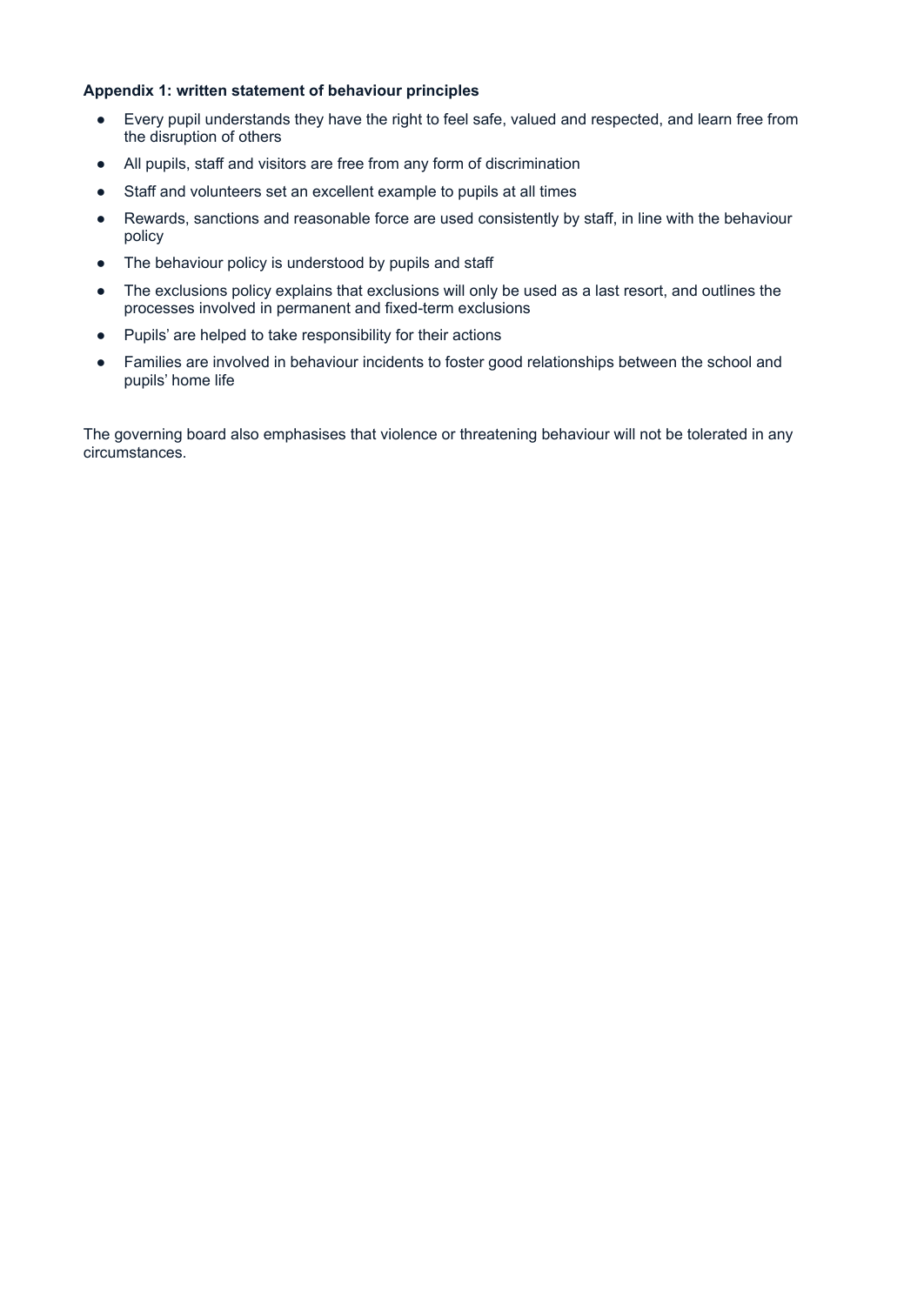**Appendix 1: written statement of behaviour principles**

- Every pupil understands they have the right to feel safe, valued and respected, and learn free from the disruption of others
- All pupils, staff and visitors are free from any form of discrimination
- Staff and volunteers set an excellent example to pupils at all times
- Rewards, sanctions and reasonable force are used consistently by staff, in line with the behaviour policy
- The behaviour policy is understood by pupils and staff
- The exclusions policy explains that exclusions will only be used as a last resort, and outlines the processes involved in permanent and fixed-term exclusions
- Pupils' are helped to take responsibility for their actions
- Families are involved in behaviour incidents to foster good relationships between the school and pupils' home life

The governing board also emphasises that violence or threatening behaviour will not be tolerated in any circumstances.